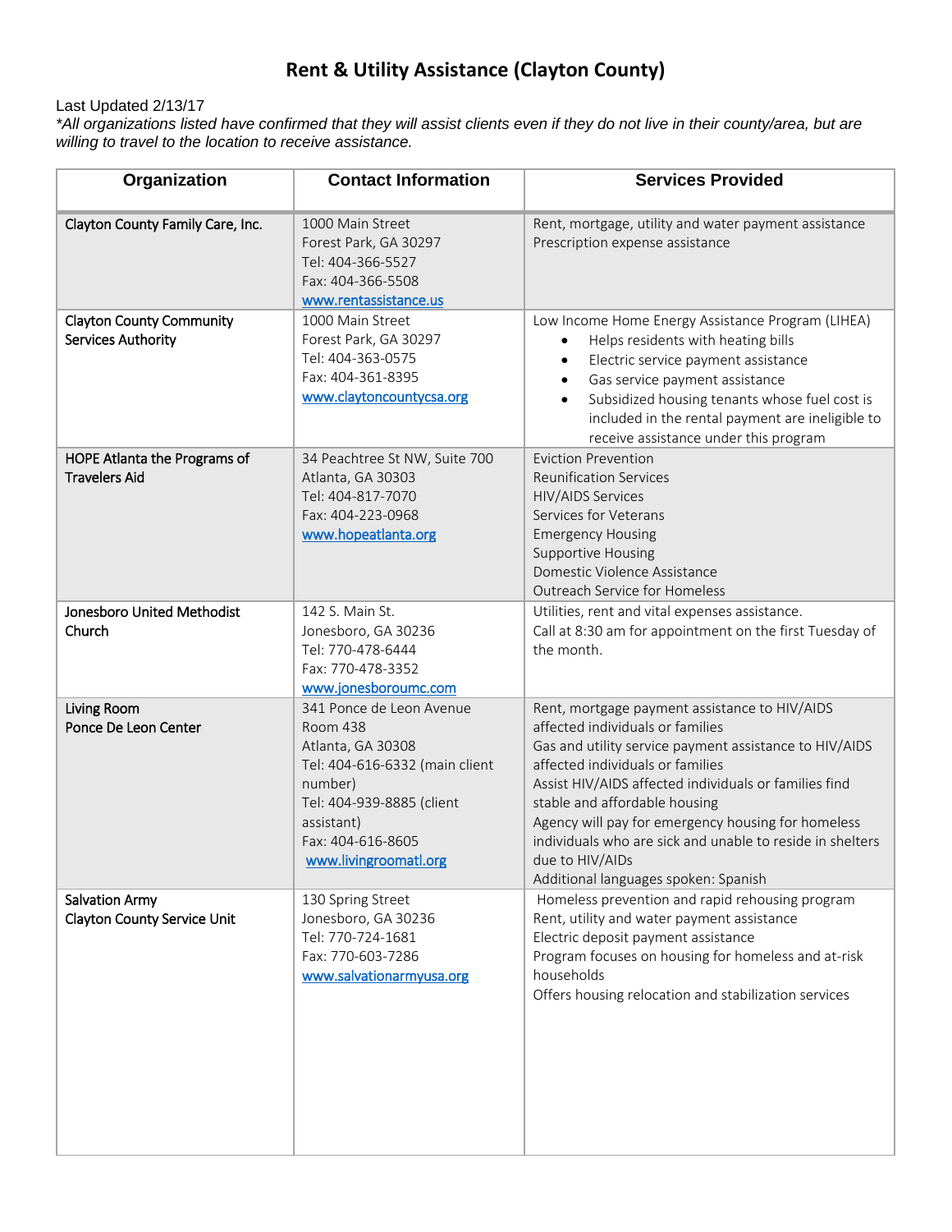# Rent & Utility Assistance (Clayton County)

Last Updated 2/13/17

*\*All organizations listed have confirmed that they will assist clients even if they do not live in their county/area, but are willing to travel to the location to receive assistance.*

| Organization | Contact Information | Services Provided |
|---|---|---|
| Clayton County Family Care, Inc. | 1000 Main Street<br>Forest Park, GA 30297<br>Tel: 404-366-5527<br>Fax: 404-366-5508<br>www.rentassistance.us | Rent, mortgage, utility and water payment assistance<br>Prescription expense assistance |
| Clayton County Community Services Authority | 1000 Main Street<br>Forest Park, GA 30297<br>Tel: 404-363-0575<br>Fax: 404-361-8395<br>www.claytoncountycsa.org | Low Income Home Energy Assistance Program (LIHEA)<br>• Helps residents with heating bills<br>• Electric service payment assistance<br>• Gas service payment assistance<br>• Subsidized housing tenants whose fuel cost is included in the rental payment are ineligible to receive assistance under this program |
| HOPE Atlanta the Programs of Travelers Aid | 34 Peachtree St NW, Suite 700<br>Atlanta, GA 30303<br>Tel: 404-817-7070<br>Fax: 404-223-0968<br>www.hopeatlanta.org | Eviction Prevention<br>Reunification Services<br>HIV/AIDS Services<br>Services for Veterans<br>Emergency Housing<br>Supportive Housing<br>Domestic Violence Assistance<br>Outreach Service for Homeless |
| Jonesboro United Methodist Church | 142 S. Main St.<br>Jonesboro, GA 30236<br>Tel: 770-478-6444<br>Fax: 770-478-3352<br>www.jonesboroumc.com | Utilities, rent and vital expenses assistance.<br>Call at 8:30 am for appointment on the first Tuesday of the month. |
| Living Room<br>Ponce De Leon Center | 341 Ponce de Leon Avenue<br>Room 438<br>Atlanta, GA 30308<br>Tel: 404-616-6332 (main client number)<br>Tel: 404-939-8885 (client assistant)<br>Fax: 404-616-8605<br>www.livingroomatl.org | Rent, mortgage payment assistance to HIV/AIDS affected individuals or families<br>Gas and utility service payment assistance to HIV/AIDS affected individuals or families<br>Assist HIV/AIDS affected individuals or families find stable and affordable housing<br>Agency will pay for emergency housing for homeless individuals who are sick and unable to reside in shelters due to HIV/AIDs<br>Additional languages spoken: Spanish |
| Salvation Army<br>Clayton County Service Unit | 130 Spring Street<br>Jonesboro, GA 30236<br>Tel: 770-724-1681<br>Fax: 770-603-7286<br>www.salvationarmyusa.org | Homeless prevention and rapid rehousing program<br>Rent, utility and water payment assistance<br>Electric deposit payment assistance<br>Program focuses on housing for homeless and at-risk households<br>Offers housing relocation and stabilization services |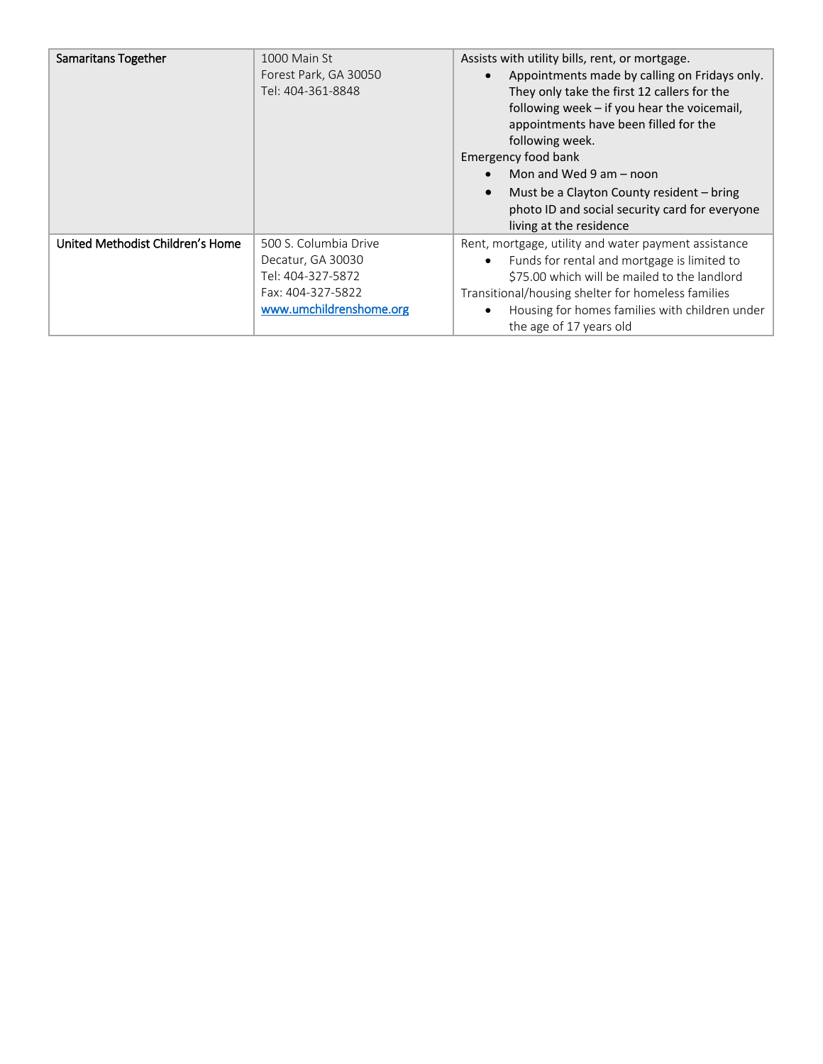| | | |
|---|---|---|
| Samaritans Together | 1000 Main St<br>Forest Park, GA 30050<br>Tel: 404-361-8848 | Assists with utility bills, rent, or mortgage.<br>• Appointments made by calling on Fridays only. They only take the first 12 callers for the following week – if you hear the voicemail, appointments have been filled for the following week.<br>Emergency food bank<br>• Mon and Wed 9 am – noon<br>• Must be a Clayton County resident – bring photo ID and social security card for everyone living at the residence |
| United Methodist Children's Home | 500 S. Columbia Drive<br>Decatur, GA 30030<br>Tel: 404-327-5872<br>Fax: 404-327-5822<br>[www.umchildrenshome.org](http://www.umchildrenshome.org) | Rent, mortgage, utility and water payment assistance<br>• Funds for rental and mortgage is limited to $75.00 which will be mailed to the landlord<br>Transitional/housing shelter for homeless families<br>• Housing for homes families with children under the age of 17 years old |